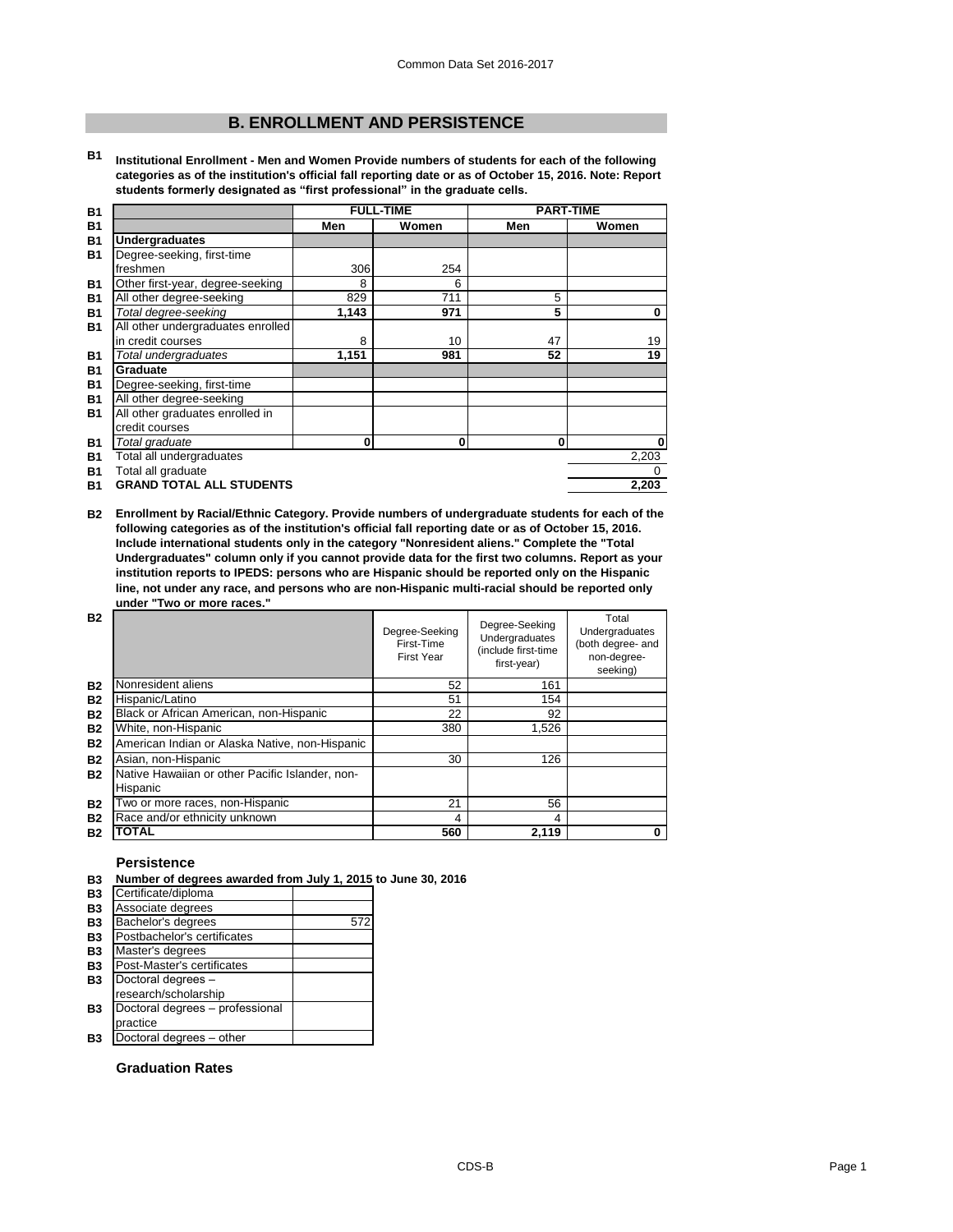## B. ENROLLMENT AND PERSISTENCE

**B1 Institutional Enrollment - Men and Women Provide numbers of students for each of the following categories as of the institution's official fall reporting date or as of October 15, 2016. Note: Report students formerly designated as "first professional" in the graduate cells.**

| | FULL-TIME | | PART-TIME | |
|---|---|---|---|---|
| | Men | Women | Men | Women |
| **Undergraduates** | | | | |
| Degree-seeking, first-time freshmen | 306 | 254 | | |
| Other first-year, degree-seeking | 8 | 6 | | |
| All other degree-seeking | 829 | 711 | 5 | |
| *Total degree-seeking* | **1,143** | **971** | **5** | **0** |
| All other undergraduates enrolled in credit courses | 8 | 10 | 47 | 19 |
| *Total undergraduates* | **1,151** | **981** | **52** | **19** |
| **Graduate** | | | | |
| Degree-seeking, first-time | | | | |
| All other degree-seeking | | | | |
| All other graduates enrolled in credit courses | | | | |
| *Total graduate* | **0** | **0** | **0** | **0** |
| Total all undergraduates | | | | 2,203 |
| Total all graduate | | | | 0 |
| **GRAND TOTAL ALL STUDENTS** | | | | **2,203** |

**B2 Enrollment by Racial/Ethnic Category. Provide numbers of undergraduate students for each of the following categories as of the institution's official fall reporting date or as of October 15, 2016. Include international students only in the category "Nonresident aliens." Complete the "Total Undergraduates" column only if you cannot provide data for the first two columns. Report as your institution reports to IPEDS: persons who are Hispanic should be reported only on the Hispanic line, not under any race, and persons who are non-Hispanic multi-racial should be reported only under "Two or more races."**

| | Degree-Seeking First-Time First Year | Degree-Seeking Undergraduates (include first-time first-year) | Total Undergraduates (both degree- and non-degree-seeking) |
|---|---|---|---|
| Nonresident aliens | 52 | 161 | |
| Hispanic/Latino | 51 | 154 | |
| Black or African American, non-Hispanic | 22 | 92 | |
| White, non-Hispanic | 380 | 1,526 | |
| American Indian or Alaska Native, non-Hispanic | | | |
| Asian, non-Hispanic | 30 | 126 | |
| Native Hawaiian or other Pacific Islander, non-Hispanic | | | |
| Two or more races, non-Hispanic | 21 | 56 | |
| Race and/or ethnicity unknown | 4 | 4 | |
| **TOTAL** | **560** | **2,119** | **0** |

### Persistence

**B3 Number of degrees awarded from July 1, 2015 to June 30, 2016**

| | |
|---|---|
| Certificate/diploma | |
| Associate degrees | |
| Bachelor's degrees | 572 |
| Postbachelor's certificates | |
| Master's degrees | |
| Post-Master's certificates | |
| Doctoral degrees – research/scholarship | |
| Doctoral degrees – professional practice | |
| Doctoral degrees – other | |

### Graduation Rates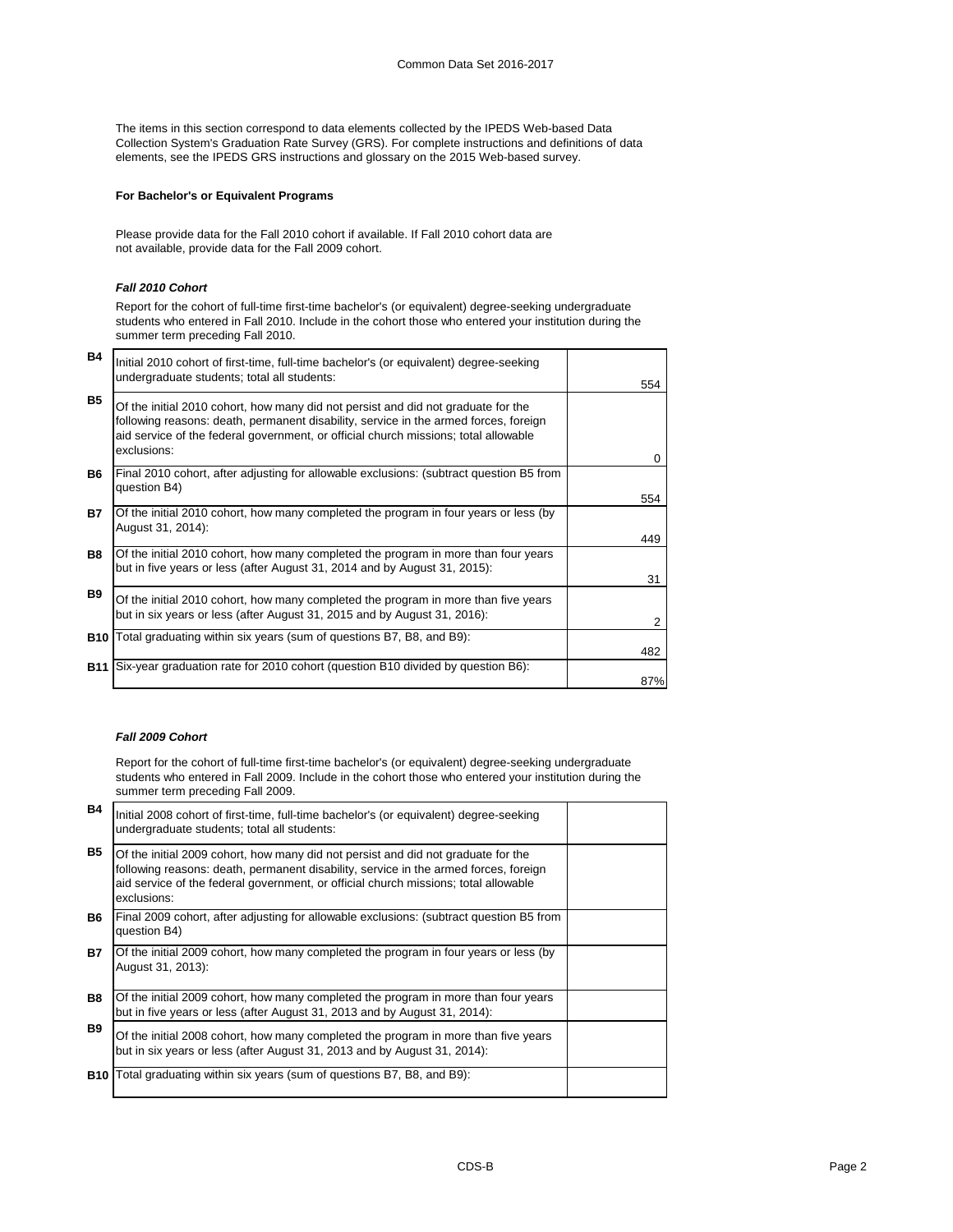The items in this section correspond to data elements collected by the IPEDS Web-based Data Collection System's Graduation Rate Survey (GRS). For complete instructions and definitions of data elements, see the IPEDS GRS instructions and glossary on the 2015 Web-based survey.

**For Bachelor's or Equivalent Programs**

Please provide data for the Fall 2010 cohort if available. If Fall 2010 cohort data are not available, provide data for the Fall 2009 cohort.

***Fall 2010 Cohort***

Report for the cohort of full-time first-time bachelor's (or equivalent) degree-seeking undergraduate students who entered in Fall 2010. Include in the cohort those who entered your institution during the summer term preceding Fall 2010.

| | | |
|---|---|---|
| B4 | Initial 2010 cohort of first-time, full-time bachelor's (or equivalent) degree-seeking undergraduate students; total all students: | 554 |
| B5 | Of the initial 2010 cohort, how many did not persist and did not graduate for the following reasons: death, permanent disability, service in the armed forces, foreign aid service of the federal government, or official church missions; total allowable exclusions: | 0 |
| B6 | Final 2010 cohort, after adjusting for allowable exclusions: (subtract question B5 from question B4) | 554 |
| B7 | Of the initial 2010 cohort, how many completed the program in four years or less (by August 31, 2014): | 449 |
| B8 | Of the initial 2010 cohort, how many completed the program in more than four years but in five years or less (after August 31, 2014 and by August 31, 2015): | 31 |
| B9 | Of the initial 2010 cohort, how many completed the program in more than five years but in six years or less (after August 31, 2015 and by August 31, 2016): | 2 |
| B10 | Total graduating within six years (sum of questions B7, B8, and B9): | 482 |
| B11 | Six-year graduation rate for 2010 cohort (question B10 divided by question B6): | 87% |

***Fall 2009 Cohort***

Report for the cohort of full-time first-time bachelor's (or equivalent) degree-seeking undergraduate students who entered in Fall 2009. Include in the cohort those who entered your institution during the summer term preceding Fall 2009.

| | | |
|---|---|---|
| B4 | Initial 2008 cohort of first-time, full-time bachelor's (or equivalent) degree-seeking undergraduate students; total all students: | |
| B5 | Of the initial 2009 cohort, how many did not persist and did not graduate for the following reasons: death, permanent disability, service in the armed forces, foreign aid service of the federal government, or official church missions; total allowable exclusions: | |
| B6 | Final 2009 cohort, after adjusting for allowable exclusions: (subtract question B5 from question B4) | |
| B7 | Of the initial 2009 cohort, how many completed the program in four years or less (by August 31, 2013): | |
| B8 | Of the initial 2009 cohort, how many completed the program in more than four years but in five years or less (after August 31, 2013 and by August 31, 2014): | |
| B9 | Of the initial 2008 cohort, how many completed the program in more than five years but in six years or less (after August 31, 2013 and by August 31, 2014): | |
| B10 | Total graduating within six years (sum of questions B7, B8, and B9): | |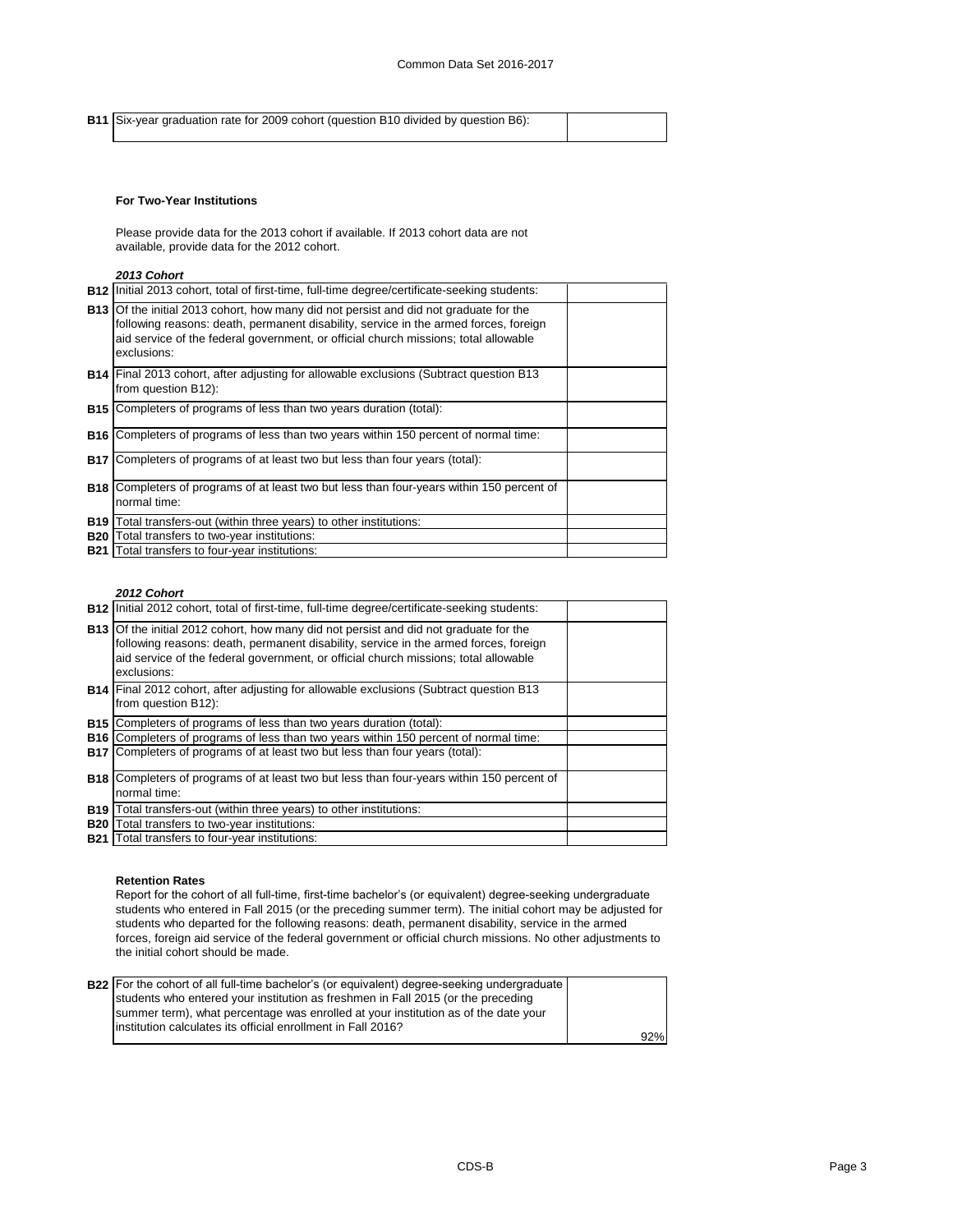| | | |
|---|---|---|
| **B11** | Six-year graduation rate for 2009 cohort (question B10 divided by question B6): | |

**For Two-Year Institutions**

Please provide data for the 2013 cohort if available. If 2013 cohort data are not available, provide data for the 2012 cohort.

***2013 Cohort***

| | | |
|---|---|---|
| **B12** | Initial 2013 cohort, total of first-time, full-time degree/certificate-seeking students: | |
| **B13** | Of the initial 2013 cohort, how many did not persist and did not graduate for the following reasons: death, permanent disability, service in the armed forces, foreign aid service of the federal government, or official church missions; total allowable exclusions: | |
| **B14** | Final 2013 cohort, after adjusting for allowable exclusions (Subtract question B13 from question B12): | |
| **B15** | Completers of programs of less than two years duration (total): | |
| **B16** | Completers of programs of less than two years within 150 percent of normal time: | |
| **B17** | Completers of programs of at least two but less than four years (total): | |
| **B18** | Completers of programs of at least two but less than four-years within 150 percent of normal time: | |
| **B19** | Total transfers-out (within three years) to other institutions: | |
| **B20** | Total transfers to two-year institutions: | |
| **B21** | Total transfers to four-year institutions: | |

***2012 Cohort***

| | | |
|---|---|---|
| **B12** | Initial 2012 cohort, total of first-time, full-time degree/certificate-seeking students: | |
| **B13** | Of the initial 2012 cohort, how many did not persist and did not graduate for the following reasons: death, permanent disability, service in the armed forces, foreign aid service of the federal government, or official church missions; total allowable exclusions: | |
| **B14** | Final 2012 cohort, after adjusting for allowable exclusions (Subtract question B13 from question B12): | |
| **B15** | Completers of programs of less than two years duration (total): | |
| **B16** | Completers of programs of less than two years within 150 percent of normal time: | |
| **B17** | Completers of programs of at least two but less than four years (total): | |
| **B18** | Completers of programs of at least two but less than four-years within 150 percent of normal time: | |
| **B19** | Total transfers-out (within three years) to other institutions: | |
| **B20** | Total transfers to two-year institutions: | |
| **B21** | Total transfers to four-year institutions: | |

**Retention Rates**

Report for the cohort of all full-time, first-time bachelor's (or equivalent) degree-seeking undergraduate students who entered in Fall 2015 (or the preceding summer term). The initial cohort may be adjusted for students who departed for the following reasons: death, permanent disability, service in the armed forces, foreign aid service of the federal government or official church missions. No other adjustments to the initial cohort should be made.

| | | |
|---|---|---|
| **B22** | For the cohort of all full-time bachelor's (or equivalent) degree-seeking undergraduate students who entered your institution as freshmen in Fall 2015 (or the preceding summer term), what percentage was enrolled at your institution as of the date your institution calculates its official enrollment in Fall 2016? | 92% |